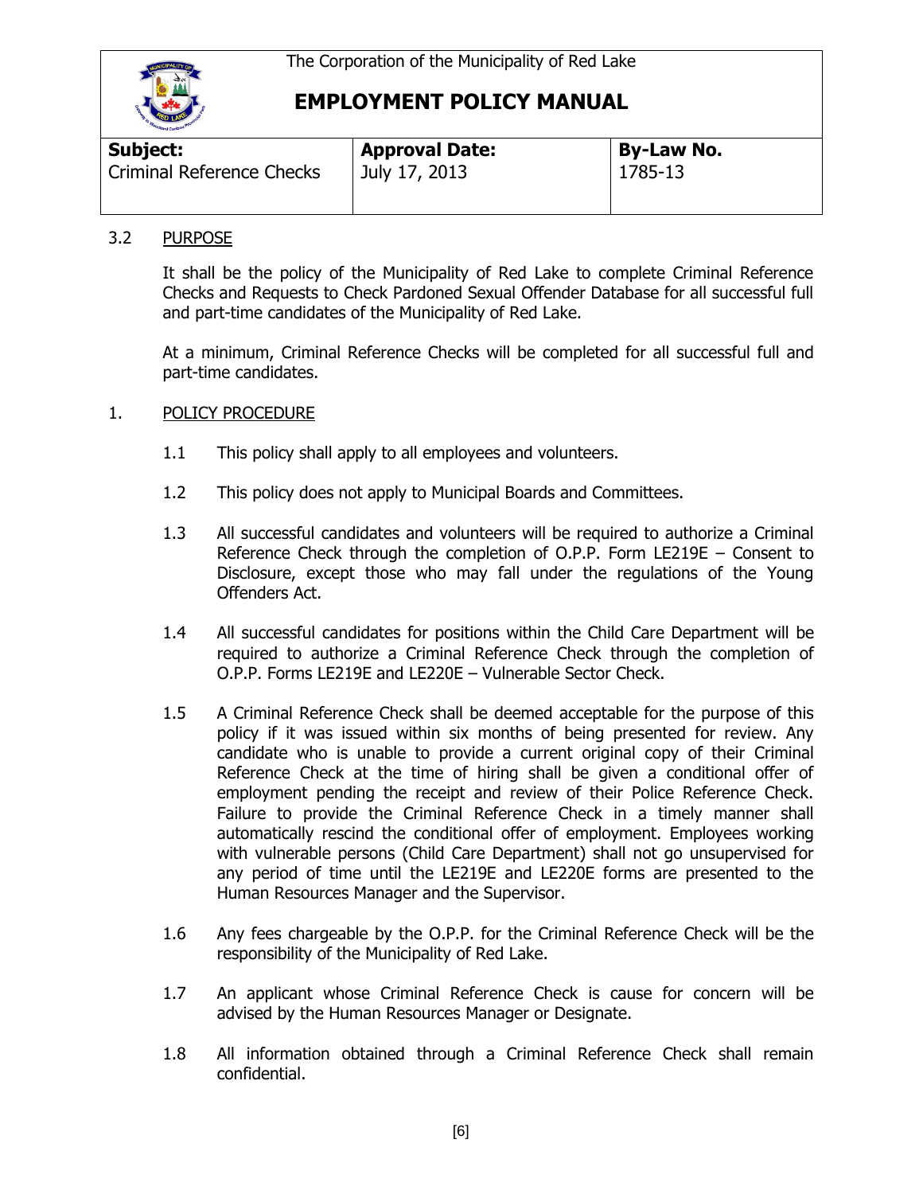The Corporation of the Municipality of Red Lake

# EMPLOYMENT POLICY MANUAL

| **Subject:** | **Approval Date:** | **By-Law No.** |
|---|---|---|
| Criminal Reference Checks | July 17, 2013 | 1785-13 |

3.2 PURPOSE

It shall be the policy of the Municipality of Red Lake to complete Criminal Reference Checks and Requests to Check Pardoned Sexual Offender Database for all successful full and part-time candidates of the Municipality of Red Lake.

At a minimum, Criminal Reference Checks will be completed for all successful full and part-time candidates.

1. POLICY PROCEDURE

1.1 This policy shall apply to all employees and volunteers.

1.2 This policy does not apply to Municipal Boards and Committees.

1.3 All successful candidates and volunteers will be required to authorize a Criminal Reference Check through the completion of O.P.P. Form LE219E – Consent to Disclosure, except those who may fall under the regulations of the Young Offenders Act.

1.4 All successful candidates for positions within the Child Care Department will be required to authorize a Criminal Reference Check through the completion of O.P.P. Forms LE219E and LE220E – Vulnerable Sector Check.

1.5 A Criminal Reference Check shall be deemed acceptable for the purpose of this policy if it was issued within six months of being presented for review. Any candidate who is unable to provide a current original copy of their Criminal Reference Check at the time of hiring shall be given a conditional offer of employment pending the receipt and review of their Police Reference Check. Failure to provide the Criminal Reference Check in a timely manner shall automatically rescind the conditional offer of employment. Employees working with vulnerable persons (Child Care Department) shall not go unsupervised for any period of time until the LE219E and LE220E forms are presented to the Human Resources Manager and the Supervisor.

1.6 Any fees chargeable by the O.P.P. for the Criminal Reference Check will be the responsibility of the Municipality of Red Lake.

1.7 An applicant whose Criminal Reference Check is cause for concern will be advised by the Human Resources Manager or Designate.

1.8 All information obtained through a Criminal Reference Check shall remain confidential.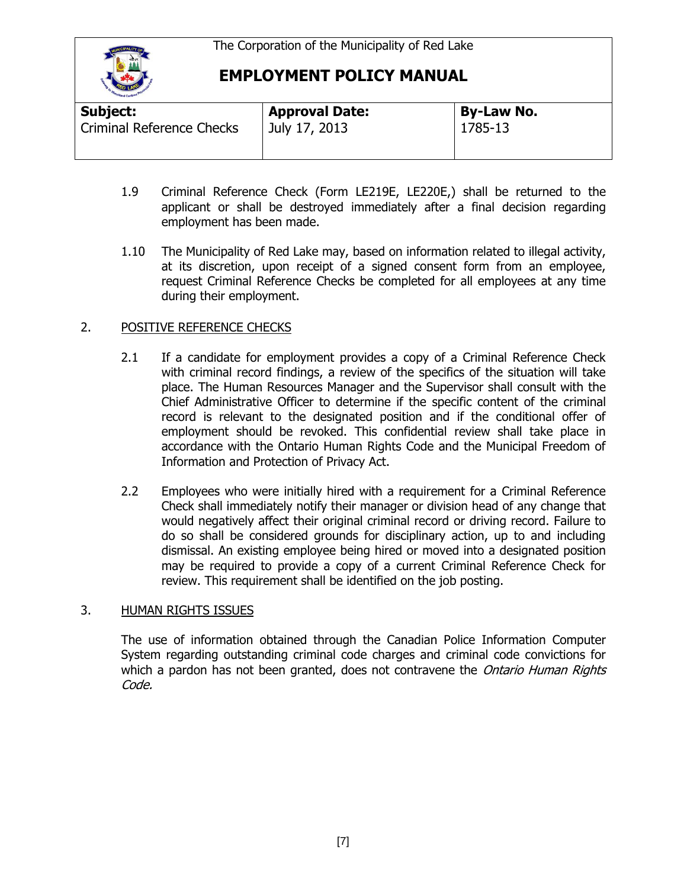| Subject: | Approval Date: | By-Law No. |
|---|---|---|
| Criminal Reference Checks | July 17, 2013 | 1785-13 |

1.9 Criminal Reference Check (Form LE219E, LE220E,) shall be returned to the applicant or shall be destroyed immediately after a final decision regarding employment has been made.

1.10 The Municipality of Red Lake may, based on information related to illegal activity, at its discretion, upon receipt of a signed consent form from an employee, request Criminal Reference Checks be completed for all employees at any time during their employment.

2. POSITIVE REFERENCE CHECKS

2.1 If a candidate for employment provides a copy of a Criminal Reference Check with criminal record findings, a review of the specifics of the situation will take place. The Human Resources Manager and the Supervisor shall consult with the Chief Administrative Officer to determine if the specific content of the criminal record is relevant to the designated position and if the conditional offer of employment should be revoked. This confidential review shall take place in accordance with the Ontario Human Rights Code and the Municipal Freedom of Information and Protection of Privacy Act.

2.2 Employees who were initially hired with a requirement for a Criminal Reference Check shall immediately notify their manager or division head of any change that would negatively affect their original criminal record or driving record. Failure to do so shall be considered grounds for disciplinary action, up to and including dismissal. An existing employee being hired or moved into a designated position may be required to provide a copy of a current Criminal Reference Check for review. This requirement shall be identified on the job posting.

3. HUMAN RIGHTS ISSUES

The use of information obtained through the Canadian Police Information Computer System regarding outstanding criminal code charges and criminal code convictions for which a pardon has not been granted, does not contravene the *Ontario Human Rights Code.*